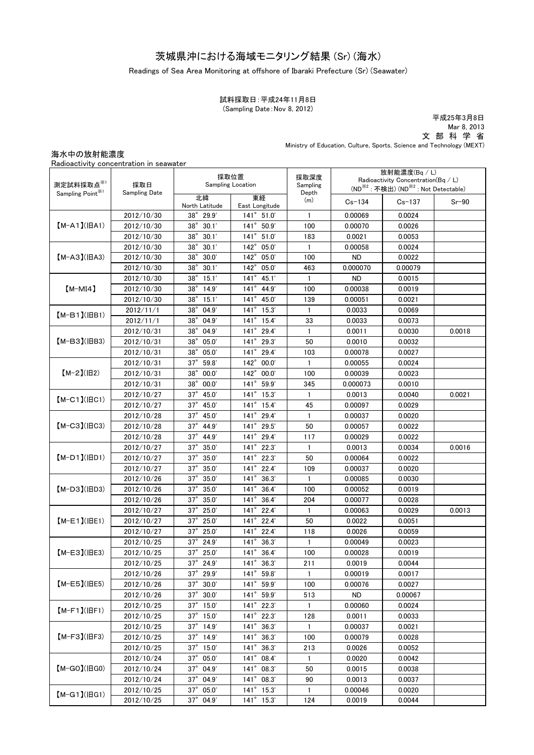# 茨城県沖における海域モニタリング結果（Sr）（海水）

Readings of Sea Area Monitoring at offshore of Ibaraki Prefecture (Sr) (Seawater)

試料採取日：平成24年11月8日
（Sampling Date：Nov 8, 2012）

平成25年3月8日
Mar 8, 2013
文部科学省
Ministry of Education, Culture, Sports, Science and Technology (MEXT)

海水中の放射能濃度
Radioactivity concentration in seawater

| 測定試料採取点※1 Sampling Point※1 | 採取日 Sampling Date | 採取位置 Sampling Location | | 採取深度 Sampling Depth (m) | 放射能濃度(Bq / L) Radioactivity Concentration(Bq / L) (ND※2：不検出) (ND※2：Not Detectable) | | |
|---|---|---|---|---|---|---|---|
| | | 北緯 North Latitude | 東経 East Longitude | | Cs-134 | Cs-137 | Sr-90 |
| 【M-A1】(旧A1) | 2012/10/30 | 38° 29.9' | 141° 51.0' | 1 | 0.00069 | 0.0024 | |
| | 2012/10/30 | 38° 30.1' | 141° 50.9' | 100 | 0.00070 | 0.0026 | |
| | 2012/10/30 | 38° 30.1' | 141° 51.0' | 183 | 0.0021 | 0.0053 | |
| 【M-A3】(旧A3) | 2012/10/30 | 38° 30.1' | 142° 05.0' | 1 | 0.00058 | 0.0024 | |
| | 2012/10/30 | 38° 30.0' | 142° 05.0' | 100 | ND | 0.0022 | |
| | 2012/10/30 | 38° 30.1' | 142° 05.0' | 463 | 0.000070 | 0.00079 | |
| 【M-MI4】 | 2012/10/30 | 38° 15.1' | 141° 45.1' | 1 | ND | 0.0015 | |
| | 2012/10/30 | 38° 14.9' | 141° 44.9' | 100 | 0.00038 | 0.0019 | |
| | 2012/10/30 | 38° 15.1' | 141° 45.0' | 139 | 0.00051 | 0.0021 | |
| 【M-B1】(旧B1) | 2012/11/1 | 38° 04.9' | 141° 15.3' | 1 | 0.0033 | 0.0069 | |
| | 2012/11/1 | 38° 04.9' | 141° 15.4' | 33 | 0.0033 | 0.0073 | |
| 【M-B3】(旧B3) | 2012/10/31 | 38° 04.9' | 141° 29.4' | 1 | 0.0011 | 0.0030 | 0.0018 |
| | 2012/10/31 | 38° 05.0' | 141° 29.3' | 50 | 0.0010 | 0.0032 | |
| | 2012/10/31 | 38° 05.0' | 141° 29.4' | 103 | 0.00078 | 0.0027 | |
| 【M-2】(旧2) | 2012/10/31 | 37° 59.8' | 142° 00.0' | 1 | 0.00055 | 0.0024 | |
| | 2012/10/31 | 38° 00.0' | 142° 00.0' | 100 | 0.00039 | 0.0023 | |
| | 2012/10/31 | 38° 00.0' | 141° 59.9' | 345 | 0.000073 | 0.0010 | |
| 【M-C1】(旧C1) | 2012/10/27 | 37° 45.0' | 141° 15.3' | 1 | 0.0013 | 0.0040 | 0.0021 |
| | 2012/10/27 | 37° 45.0' | 141° 15.4' | 45 | 0.00097 | 0.0029 | |
| 【M-C3】(旧C3) | 2012/10/28 | 37° 45.0' | 141° 29.4' | 1 | 0.00037 | 0.0020 | |
| | 2012/10/28 | 37° 44.9' | 141° 29.5' | 50 | 0.00057 | 0.0022 | |
| | 2012/10/28 | 37° 44.9' | 141° 29.4' | 117 | 0.00029 | 0.0022 | |
| 【M-D1】(旧D1) | 2012/10/27 | 37° 35.0' | 141° 22.3' | 1 | 0.0013 | 0.0034 | 0.0016 |
| | 2012/10/27 | 37° 35.0' | 141° 22.3' | 50 | 0.00064 | 0.0022 | |
| | 2012/10/27 | 37° 35.0' | 141° 22.4' | 109 | 0.00037 | 0.0020 | |
| 【M-D3】(旧D3) | 2012/10/26 | 37° 35.0' | 141° 36.3' | 1 | 0.00085 | 0.0030 | |
| | 2012/10/26 | 37° 35.0' | 141° 36.4' | 100 | 0.00052 | 0.0019 | |
| | 2012/10/26 | 37° 35.0' | 141° 36.4' | 204 | 0.00077 | 0.0028 | |
| 【M-E1】(旧E1) | 2012/10/27 | 37° 25.0' | 141° 22.4' | 1 | 0.00063 | 0.0029 | 0.0013 |
| | 2012/10/27 | 37° 25.0' | 141° 22.4' | 50 | 0.0022 | 0.0051 | |
| | 2012/10/27 | 37° 25.0' | 141° 22.4' | 118 | 0.0026 | 0.0059 | |
| 【M-E3】(旧E3) | 2012/10/25 | 37° 24.9' | 141° 36.3' | 1 | 0.00049 | 0.0023 | |
| | 2012/10/25 | 37° 25.0' | 141° 36.4' | 100 | 0.00028 | 0.0019 | |
| | 2012/10/25 | 37° 24.9' | 141° 36.3' | 211 | 0.0019 | 0.0044 | |
| 【M-E5】(旧E5) | 2012/10/26 | 37° 29.9' | 141° 59.8' | 1 | 0.00019 | 0.0017 | |
| | 2012/10/26 | 37° 30.0' | 141° 59.9' | 100 | 0.00076 | 0.0027 | |
| | 2012/10/26 | 37° 30.0' | 141° 59.9' | 513 | ND | 0.00067 | |
| 【M-F1】(旧F1) | 2012/10/25 | 37° 15.0' | 141° 22.3' | 1 | 0.00060 | 0.0024 | |
| | 2012/10/25 | 37° 15.0' | 141° 22.3' | 128 | 0.0011 | 0.0033 | |
| 【M-F3】(旧F3) | 2012/10/25 | 37° 14.9' | 141° 36.3' | 1 | 0.00037 | 0.0021 | |
| | 2012/10/25 | 37° 14.9' | 141° 36.3' | 100 | 0.00079 | 0.0028 | |
| | 2012/10/25 | 37° 15.0' | 141° 36.3' | 213 | 0.0026 | 0.0052 | |
| 【M-G0】(旧G0) | 2012/10/24 | 37° 05.0' | 141° 08.4' | 1 | 0.0020 | 0.0042 | |
| | 2012/10/24 | 37° 04.9' | 141° 08.3' | 50 | 0.0015 | 0.0038 | |
| | 2012/10/24 | 37° 04.9' | 141° 08.3' | 90 | 0.0013 | 0.0037 | |
| 【M-G1】(旧G1) | 2012/10/25 | 37° 05.0' | 141° 15.3' | 1 | 0.00046 | 0.0020 | |
| | 2012/10/25 | 37° 04.9' | 141° 15.3' | 124 | 0.0019 | 0.0044 | |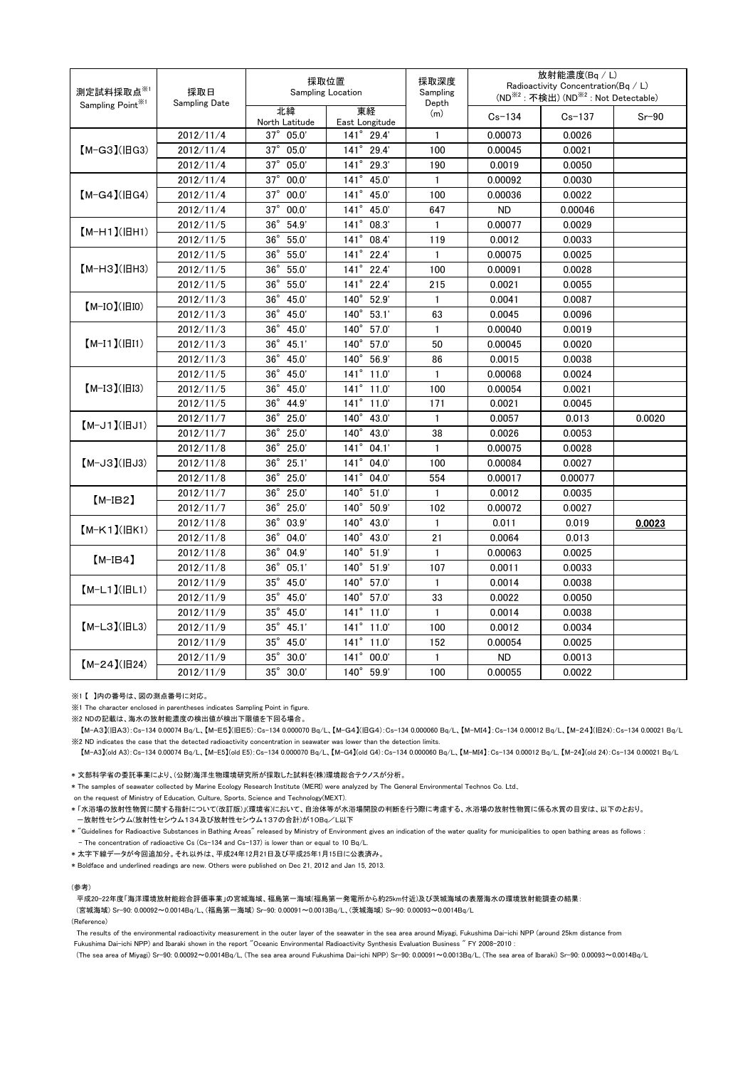| 測定試料採取点※1 Sampling Point※1 | 採取日 Sampling Date | 採取位置 Sampling Location | | 採取深度 Sampling Depth (m) | 放射能濃度(Bq / L) Radioactivity Concentration(Bq / L) (ND※2 : 不検出) (ND※2 : Not Detectable) | | |
|---|---|---|---|---|---|---|---|
| | | 北緯 North Latitude | 東経 East Longitude | | Cs-134 | Cs-137 | Sr-90 |
| 【M-G3】(旧G3) | 2012/11/4 | 37° 05.0' | 141° 29.4' | 1 | 0.00073 | 0.0026 | |
| | 2012/11/4 | 37° 05.0' | 141° 29.4' | 100 | 0.00045 | 0.0021 | |
| | 2012/11/4 | 37° 05.0' | 141° 29.3' | 190 | 0.0019 | 0.0050 | |
| 【M-G4】(旧G4) | 2012/11/4 | 37° 00.0' | 141° 45.0' | 1 | 0.00092 | 0.0030 | |
| | 2012/11/4 | 37° 00.0' | 141° 45.0' | 100 | 0.00036 | 0.0022 | |
| | 2012/11/4 | 37° 00.0' | 141° 45.0' | 647 | ND | 0.00046 | |
| 【M-H1】(旧H1) | 2012/11/5 | 36° 54.9' | 141° 08.3' | 1 | 0.00077 | 0.0029 | |
| | 2012/11/5 | 36° 55.0' | 141° 08.4' | 119 | 0.0012 | 0.0033 | |
| 【M-H3】(旧H3) | 2012/11/5 | 36° 55.0' | 141° 22.4' | 1 | 0.00075 | 0.0025 | |
| | 2012/11/5 | 36° 55.0' | 141° 22.4' | 100 | 0.00091 | 0.0028 | |
| | 2012/11/5 | 36° 55.0' | 141° 22.4' | 215 | 0.0021 | 0.0055 | |
| 【M-I0】(旧I0) | 2012/11/3 | 36° 45.0' | 140° 52.9' | 1 | 0.0041 | 0.0087 | |
| | 2012/11/3 | 36° 45.0' | 140° 53.1' | 63 | 0.0045 | 0.0096 | |
| 【M-I1】(旧I1) | 2012/11/3 | 36° 45.0' | 140° 57.0' | 1 | 0.00040 | 0.0019 | |
| | 2012/11/3 | 36° 45.1' | 140° 57.0' | 50 | 0.00045 | 0.0020 | |
| | 2012/11/3 | 36° 45.0' | 140° 56.9' | 86 | 0.0015 | 0.0038 | |
| 【M-I3】(旧I3) | 2012/11/5 | 36° 45.0' | 141° 11.0' | 1 | 0.00068 | 0.0024 | |
| | 2012/11/5 | 36° 45.0' | 141° 11.0' | 100 | 0.00054 | 0.0021 | |
| | 2012/11/5 | 36° 44.9' | 141° 11.0' | 171 | 0.0021 | 0.0045 | |
| 【M-J1】(旧J1) | 2012/11/7 | 36° 25.0' | 140° 43.0' | 1 | 0.0057 | 0.013 | 0.0020 |
| | 2012/11/7 | 36° 25.0' | 140° 43.0' | 38 | 0.0026 | 0.0053 | |
| 【M-J3】(旧J3) | 2012/11/8 | 36° 25.0' | 141° 04.1' | 1 | 0.00075 | 0.0028 | |
| | 2012/11/8 | 36° 25.1' | 141° 04.0' | 100 | 0.00084 | 0.0027 | |
| | 2012/11/8 | 36° 25.0' | 141° 04.0' | 554 | 0.00017 | 0.00077 | |
| 【M-IB2】 | 2012/11/7 | 36° 25.0' | 140° 51.0' | 1 | 0.0012 | 0.0035 | |
| | 2012/11/7 | 36° 25.0' | 140° 50.9' | 102 | 0.00072 | 0.0027 | |
| 【M-K1】(旧K1) | 2012/11/8 | 36° 03.9' | 140° 43.0' | 1 | 0.011 | 0.019 | **0.0023** |
| | 2012/11/8 | 36° 04.0' | 140° 43.0' | 21 | 0.0064 | 0.013 | |
| 【M-IB4】 | 2012/11/8 | 36° 04.9' | 140° 51.9' | 1 | 0.00063 | 0.0025 | |
| | 2012/11/8 | 36° 05.1' | 140° 51.9' | 107 | 0.0011 | 0.0033 | |
| 【M-L1】(旧L1) | 2012/11/9 | 35° 45.0' | 140° 57.0' | 1 | 0.0014 | 0.0038 | |
| | 2012/11/9 | 35° 45.0' | 140° 57.0' | 33 | 0.0022 | 0.0050 | |
| 【M-L3】(旧L3) | 2012/11/9 | 35° 45.0' | 141° 11.0' | 1 | 0.0014 | 0.0038 | |
| | 2012/11/9 | 35° 45.1' | 141° 11.0' | 100 | 0.0012 | 0.0034 | |
| | 2012/11/9 | 35° 45.0' | 141° 11.0' | 152 | 0.00054 | 0.0025 | |
| 【M-24】(旧24) | 2012/11/9 | 35° 30.0' | 141° 00.0' | 1 | ND | 0.0013 | |
| | 2012/11/9 | 35° 30.0' | 140° 59.9' | 100 | 0.00055 | 0.0022 | |

※1 【 】内の番号は、図の測点番号に対応。

※1 The character enclosed in parentheses indicates Sampling Point in figure.

※2 NDの記載は、海水の放射能濃度の検出値が検出下限値を下回る場合。

【M-A3】(旧A3):Cs-134 0.00074 Bq/L、【M-E5】(旧E5):Cs-134 0.000070 Bq/L、【M-G4】(旧G4):Cs-134 0.000060 Bq/L、【M-MI4】:Cs-134 0.00012 Bq/L、【M-24】(旧24):Cs-134 0.00021 Bq/L

※2 ND indicates the case that the detected radioactivity concentration in seawater was lower than the detection limits.

【M-A3】(old A3):Cs-134 0.00074 Bq/L、【M-E5】(old E5):Cs-134 0.000070 Bq/L、【M-G4】(old G4):Cs-134 0.000060 Bq/L、【M-MI4】:Cs-134 0.00012 Bq/L、【M-24】(old 24):Cs-134 0.00021 Bq/L

* 文部科学省の委託事業により、(公財)海洋生物環境研究所が採取した試料を(株)環境総合テクノスが分析。

* The samples of seawater collected by Marine Ecology Research Institute (MERI) were analyzed by The General Environmental Technos Co. Ltd., on the request of Ministry of Education, Culture, Sports, Science and Technology(MEXT).

* 「水浴場の放射性物質に関する指針について(改訂版)」(環境省)において、自治体等が水浴場開設の判断を行う際に考慮する、水浴場の放射性物質に係る水質の目安は、以下のとおり。
－放射性セシウム(放射性セシウム134及び放射性セシウム137の合計)が10Bq／L以下

* "Guidelines for Radioactive Substances in Bathing Areas" released by Ministry of Environment gives an indication of the water quality for municipalities to open bathing areas as follows :
- The concentration of radioactive Cs (Cs-134 and Cs-137) is lower than or equal to 10 Bq/L.

* 太字下線データが今回追加分。それ以外は、平成24年12月21日及び平成25年1月15日に公表済み。

* Boldface and underlined readings are new. Others were published on Dec 21, 2012 and Jan 15, 2013.

(参考)

平成20-22年度「海洋環境放射能総合評価事業」の宮城海域、福島第一海域(福島第一発電所から約25km付近)及び茨城海域の表層海水の環境放射能調査の結果:
(宮城海域) Sr-90: 0.00092～0.0014Bq/L、(福島第一海域) Sr-90: 0.00091～0.0013Bq/L、(茨城海域) Sr-90: 0.00093～0.0014Bq/L

(Reference)

The results of the environmental radioactivity measurement in the outer layer of the seawater in the sea area around Miyagi, Fukushima Dai-ichi NPP (around 25km distance from Fukushima Dai-ichi NPP) and Ibaraki shown in the report "Oceanic Environmental Radioactivity Synthesis Evaluation Business " FY 2008-2010 :
(The sea area of Miyagi) Sr-90: 0.00092～0.0014Bq/L, (The sea area around Fukushima Dai-ichi NPP) Sr-90: 0.00091～0.0013Bq/L, (The sea area of Ibaraki) Sr-90: 0.00093～0.0014Bq/L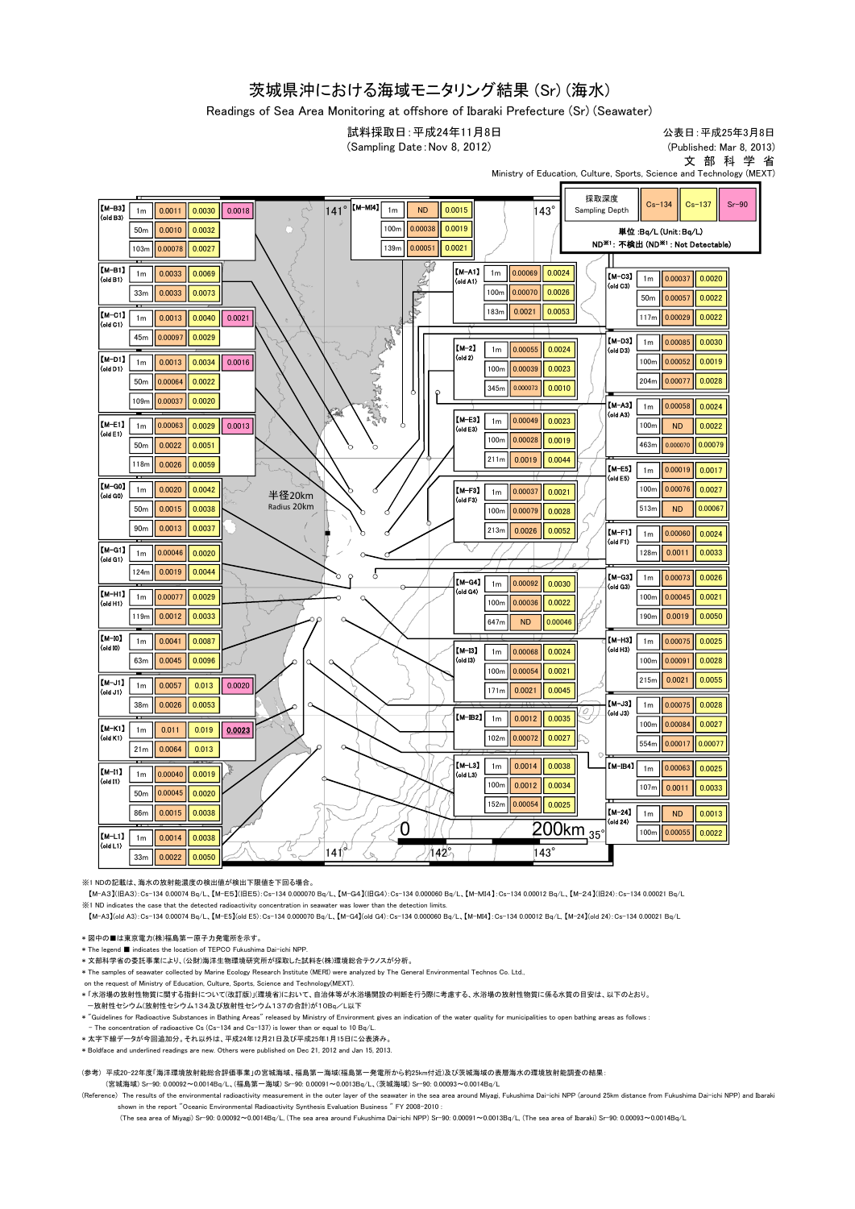# 茨城県沖における海域モニタリング結果（Sr）（海水）

Readings of Sea Area Monitoring at offshore of Ibaraki Prefecture (Sr) (Seawater)

試料採取日：平成24年11月8日
(Sampling Date : Nov 8, 2012)

公表日：平成25年3月8日
(Published: Mar 8, 2013)
文 部 科 学 省
Ministry of Education, Culture, Sports, Science and Technology (MEXT)

単位 :Bq/L (Unit:Bq/L)
ND※1: 不検出 (ND※1 : Not Detectable)

| 測点 | 採取深度 Sampling Depth | Cs-134 | Cs-137 | Sr-90 |
|---|---|---|---|---|
| 【M-B3】(old B3) | 1m | 0.0011 | 0.0030 | 0.0018 |
| | 50m | 0.0010 | 0.0032 | |
| | 103m | 0.00078 | 0.0027 | |
| 【M-B1】(old B1) | 1m | 0.0033 | 0.0069 | |
| | 33m | 0.0033 | 0.0073 | |
| 【M-C1】(old C1) | 1m | 0.0013 | 0.0040 | 0.0021 |
| | 45m | 0.00097 | 0.0029 | |
| 【M-D1】(old D1) | 1m | 0.0013 | 0.0034 | 0.0016 |
| | 50m | 0.00064 | 0.0022 | |
| | 109m | 0.00037 | 0.0020 | |
| 【M-E1】(old E1) | 1m | 0.00063 | 0.0029 | 0.0013 |
| | 50m | 0.0022 | 0.0051 | |
| | 118m | 0.0026 | 0.0059 | |
| 【M-G0】(old G0) | 1m | 0.0020 | 0.0042 | |
| | 50m | 0.0015 | 0.0038 | |
| | 90m | 0.0013 | 0.0037 | |
| 【M-G1】(old G1) | 1m | 0.00046 | 0.0020 | |
| | 124m | 0.0019 | 0.0044 | |
| 【M-H1】(old H1) | 1m | 0.00077 | 0.0029 | |
| | 119m | 0.0012 | 0.0033 | |
| 【M-I0】(old I0) | 1m | 0.0041 | 0.0087 | |
| | 63m | 0.0045 | 0.0096 | |
| 【M-J1】(old J1) | 1m | 0.0057 | 0.013 | 0.0020 |
| | 38m | 0.0026 | 0.0053 | |
| 【M-K1】(old K1) | 1m | 0.011 | 0.019 | **<u>0.0023</u>** |
| | 21m | 0.0064 | 0.013 | |
| 【M-I1】(old I1) | 1m | 0.00040 | 0.0019 | |
| | 50m | 0.00045 | 0.0020 | |
| | 86m | 0.0015 | 0.0038 | |
| 【M-L1】(old L1) | 1m | 0.0014 | 0.0038 | |
| | 33m | 0.0022 | 0.0050 | |
| 【M-MI4】 | 1m | ND | 0.0015 | |
| | 100m | 0.00038 | 0.0019 | |
| | 139m | 0.00051 | 0.0021 | |
| 【M-A1】(old A1) | 1m | 0.00069 | 0.0024 | |
| | 100m | 0.00070 | 0.0026 | |
| | 183m | 0.0021 | 0.0053 | |
| 【M-2】(old 2) | 1m | 0.00055 | 0.0024 | |
| | 100m | 0.00039 | 0.0023 | |
| | 345m | 0.000073 | 0.0010 | |
| 【M-E3】(old E3) | 1m | 0.00049 | 0.0023 | |
| | 100m | 0.00028 | 0.0019 | |
| | 211m | 0.0019 | 0.0044 | |
| 【M-F3】(old F3) | 1m | 0.00037 | 0.0021 | |
| | 100m | 0.00079 | 0.0028 | |
| | 213m | 0.0026 | 0.0052 | |
| 【M-G4】(old G4) | 1m | 0.00092 | 0.0030 | |
| | 100m | 0.00036 | 0.0022 | |
| | 647m | ND | 0.00046 | |
| 【M-I3】(old I3) | 1m | 0.00068 | 0.0024 | |
| | 100m | 0.00054 | 0.0021 | |
| | 171m | 0.0021 | 0.0045 | |
| 【M-IB2】 | 1m | 0.0012 | 0.0035 | |
| | 102m | 0.00072 | 0.0027 | |
| 【M-L3】(old L3) | 1m | 0.0014 | 0.0038 | |
| | 100m | 0.0012 | 0.0034 | |
| | 152m | 0.00054 | 0.0025 | |
| 【M-C3】(old C3) | 1m | 0.00037 | 0.0020 | |
| | 50m | 0.00057 | 0.0022 | |
| | 117m | 0.00029 | 0.0022 | |
| 【M-D3】(old D3) | 1m | 0.00085 | 0.0030 | |
| | 100m | 0.00052 | 0.0019 | |
| | 204m | 0.00077 | 0.0028 | |
| 【M-A3】(old A3) | 1m | 0.00058 | 0.0024 | |
| | 100m | ND | 0.0022 | |
| | 463m | 0.000070 | 0.00079 | |
| 【M-E5】(old E5) | 1m | 0.00019 | 0.0017 | |
| | 100m | 0.00076 | 0.0027 | |
| | 513m | ND | 0.00067 | |
| 【M-F1】(old F1) | 1m | 0.00060 | 0.0024 | |
| | 128m | 0.0011 | 0.0033 | |
| 【M-G3】(old G3) | 1m | 0.00073 | 0.0026 | |
| | 100m | 0.00045 | 0.0021 | |
| | 190m | 0.0019 | 0.0050 | |
| 【M-H3】(old H3) | 1m | 0.00075 | 0.0025 | |
| | 100m | 0.00091 | 0.0028 | |
| | 215m | 0.0021 | 0.0055 | |
| 【M-J3】(old J3) | 1m | 0.00075 | 0.0028 | |
| | 100m | 0.00084 | 0.0027 | |
| | 554m | 0.00017 | 0.00077 | |
| 【M-IB4】 | 1m | 0.00063 | 0.0025 | |
| | 107m | 0.0011 | 0.0033 | |
| 【M-24】(old 24) | 1m | ND | 0.0013 | |
| | 100m | 0.00055 | 0.0022 | |

半径20km
Radius 20km

141°　142°　143°　35°
0　200km

※1 NDの記載は、海水の放射能濃度の検出値が検出下限値を下回る場合。
【M-A3】(旧A3)：Cs-134 0.00074 Bq/L、【M-E5】(旧E5)：Cs-134 0.000070 Bq/L、【M-G4】(旧G4)：Cs-134 0.000060 Bq/L、【M-MI4】：Cs-134 0.00012 Bq/L、【M-24】(旧24)：Cs-134 0.00021 Bq/L

※1 ND indicates the case that the detected radioactivity concentration in seawater was lower than the detection limits.
【M-A3】(old A3)：Cs-134 0.00074 Bq/L、【M-E5】(old E5)：Cs-134 0.000070 Bq/L、【M-G4】(old G4)：Cs-134 0.000060 Bq/L、【M-MI4】：Cs-134 0.00012 Bq/L、【M-24】(old 24)：Cs-134 0.00021 Bq/L

＊図中の■は東京電力(株)福島第一原子力発電所を示す。
＊ The legend ■ indicates the location of TEPCO Fukushima Dai-ichi NPP.
＊文部科学省の委託事業により、(公財)海洋生物環境研究所が採取した試料を(株)環境総合テクノスが分析。
＊ The samples of seawater collected by Marine Ecology Research Institute (MERI) were analyzed by The General Environmental Technos Co. Ltd., on the request of Ministry of Education, Culture, Sports, Science and Technology(MEXT).
＊「水浴場の放射性物質に関する指針について(改訂版)」(環境省)において、自治体等が水浴場開設の判断を行う際に考慮する、水浴場の放射性物質に係る水質の目安は、以下のとおり。
－放射性セシウム(放射性セシウム134及び放射性セシウム137の合計)が10Bq/L以下
＊ "Guidelines for Radioactive Substances in Bathing Areas" released by Ministry of Environment gives an indication of the water quality for municipalities to open bathing areas as follows :
－ The concentration of radioactive Cs (Cs-134 and Cs-137) is lower than or equal to 10 Bq/L.
＊太字下線データが今回追加分。それ以外は、平成24年12月21日及び平成25年1月15日に公表済み。
＊ Boldface and underlined readings are new. Others were published on Dec 21, 2012 and Jan 15, 2013.

(参考) 平成20-22年度「海洋環境放射能総合評価事業」の宮城海域、福島第一海域(福島第一発電所から約25km付近)及び茨城海域の表層海水の環境放射能調査の結果：
(宮城海域) Sr-90: 0.00092～0.0014Bq/L、(福島第一海域) Sr-90: 0.00091～0.0013Bq/L、(茨城海域) Sr-90: 0.00093～0.0014Bq/L

(Reference) The results of the environmental radioactivity measurement in the outer layer of the seawater in the sea area around Miyagi, Fukushima Dai-ichi NPP (around 25km distance from Fukushima Dai-ichi NPP) and Ibaraki shown in the report "Oceanic Environmental Radioactivity Synthesis Evaluation Business " FY 2008-2010 :
(The sea area of Miyagi) Sr-90: 0.00092～0.0014Bq/L, (The sea area around Fukushima Dai-ichi NPP) Sr-90: 0.00091～0.0013Bq/L, (The sea area of Ibaraki) Sr-90: 0.00093～0.0014Bq/L